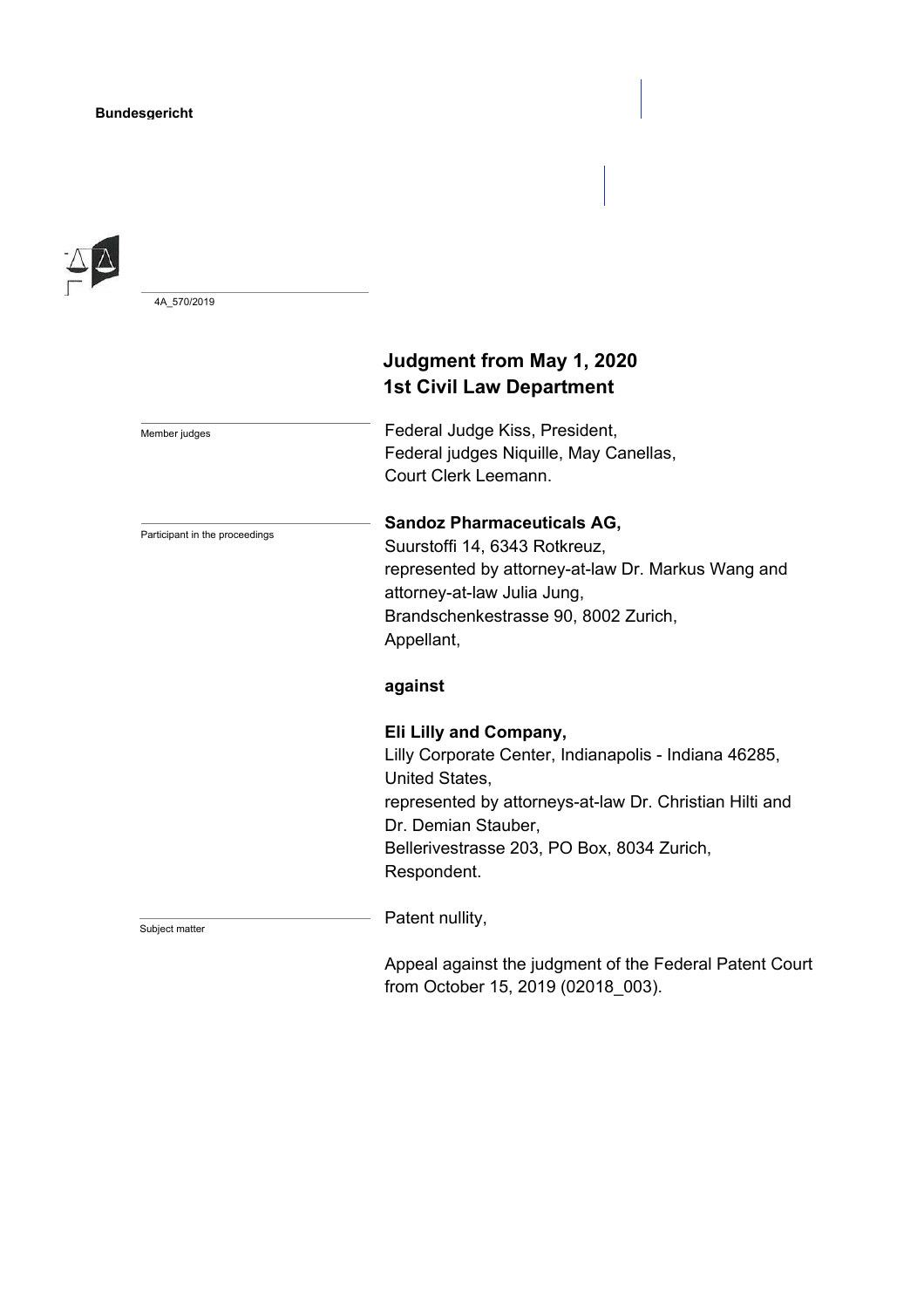**Bundesgericht**

4A_570/2019

# Judgment from May 1, 2020
## 1st Civil Law Department

Member judges

Federal Judge Kiss, President,
Federal judges Niquille, May Canellas,
Court Clerk Leemann.

Participant in the proceedings

**Sandoz Pharmaceuticals AG,**
Suurstoffi 14, 6343 Rotkreuz,
represented by attorney-at-law Dr. Markus Wang and attorney-at-law Julia Jung,
Brandschenkestrasse 90, 8002 Zurich,
Appellant,

**against**

**Eli Lilly and Company,**
Lilly Corporate Center, Indianapolis - Indiana 46285, United States,
represented by attorneys-at-law Dr. Christian Hilti and Dr. Demian Stauber,
Bellerivestrasse 203, PO Box, 8034 Zurich,
Respondent.

Subject matter

Patent nullity,

Appeal against the judgment of the Federal Patent Court from October 15, 2019 (02018_003).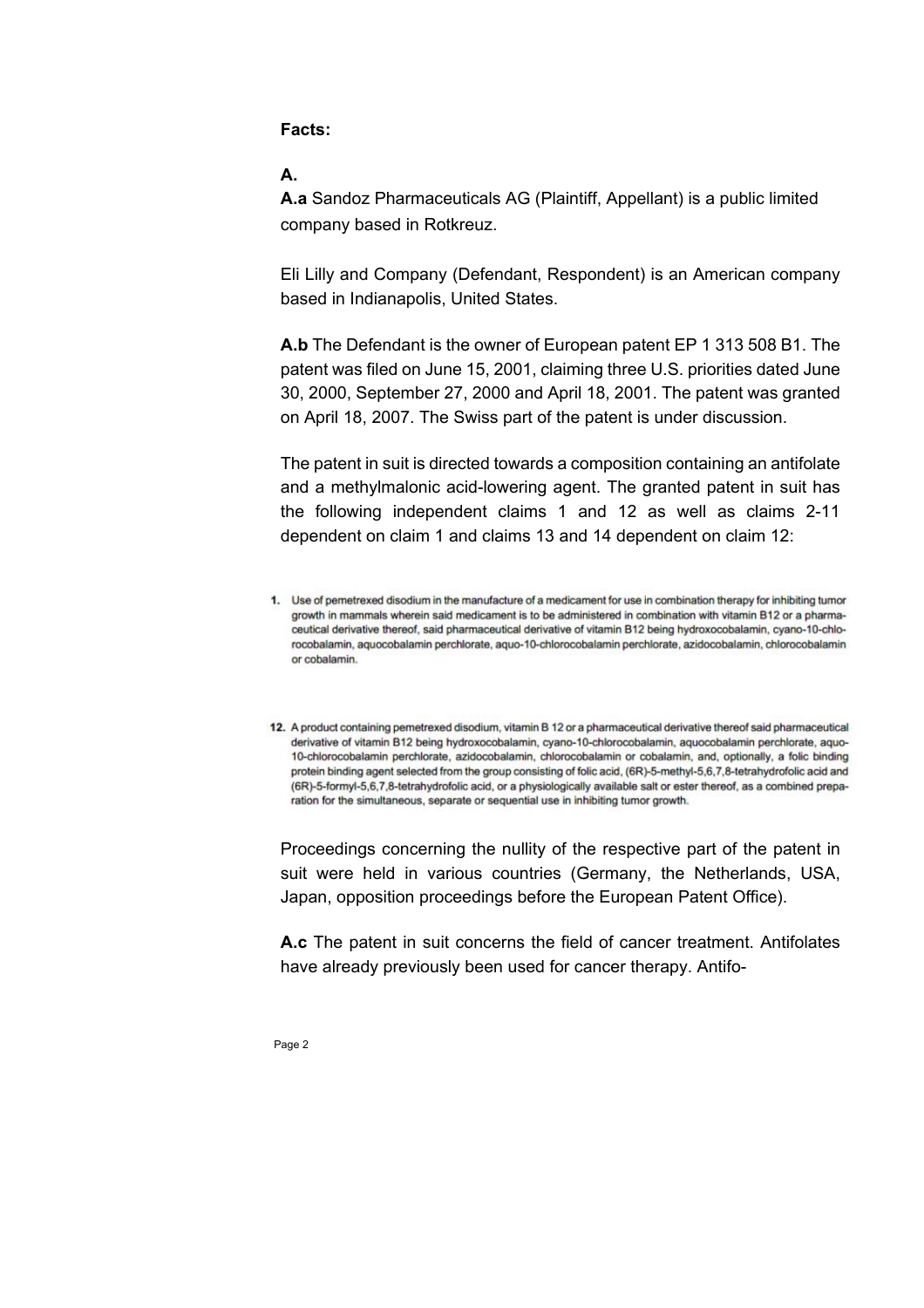**Facts:**

**A.**

**A.a** Sandoz Pharmaceuticals AG (Plaintiff, Appellant) is a public limited company based in Rotkreuz.

Eli Lilly and Company (Defendant, Respondent) is an American company based in Indianapolis, United States.

**A.b** The Defendant is the owner of European patent EP 1 313 508 B1. The patent was filed on June 15, 2001, claiming three U.S. priorities dated June 30, 2000, September 27, 2000 and April 18, 2001. The patent was granted on April 18, 2007. The Swiss part of the patent is under discussion.

The patent in suit is directed towards a composition containing an antifolate and a methylmalonic acid-lowering agent. The granted patent in suit has the following independent claims 1 and 12 as well as claims 2-11 dependent on claim 1 and claims 13 and 14 dependent on claim 12:

1. Use of pemetrexed disodium in the manufacture of a medicament for use in combination therapy for inhibiting tumor growth in mammals wherein said medicament is to be administered in combination with vitamin B12 or a pharmaceutical derivative thereof, said pharmaceutical derivative of vitamin B12 being hydroxocobalamin, cyano-10-chlorocobalamin, aquocobalamin perchlorate, aquo-10-chlorocobalamin perchlorate, azidocobalamin, chlorocobalamin or cobalamin.

12. A product containing pemetrexed disodium, vitamin B 12 or a pharmaceutical derivative thereof said pharmaceutical derivative of vitamin B12 being hydroxocobalamin, cyano-10-chlorocobalamin, aquocobalamin perchlorate, aquo-10-chlorocobalamin perchlorate, azidocobalamin, chlorocobalamin or cobalamin, and, optionally, a folic binding protein binding agent selected from the group consisting of folic acid, (6R)-5-methyl-5,6,7,8-tetrahydrofolic acid and (6R)-5-formyl-5,6,7,8-tetrahydrofolic acid, or a physiologically available salt or ester thereof, as a combined preparation for the simultaneous, separate or sequential use in inhibiting tumor growth.

Proceedings concerning the nullity of the respective part of the patent in suit were held in various countries (Germany, the Netherlands, USA, Japan, opposition proceedings before the European Patent Office).

**A.c** The patent in suit concerns the field of cancer treatment. Antifolates have already previously been used for cancer therapy. Antifo-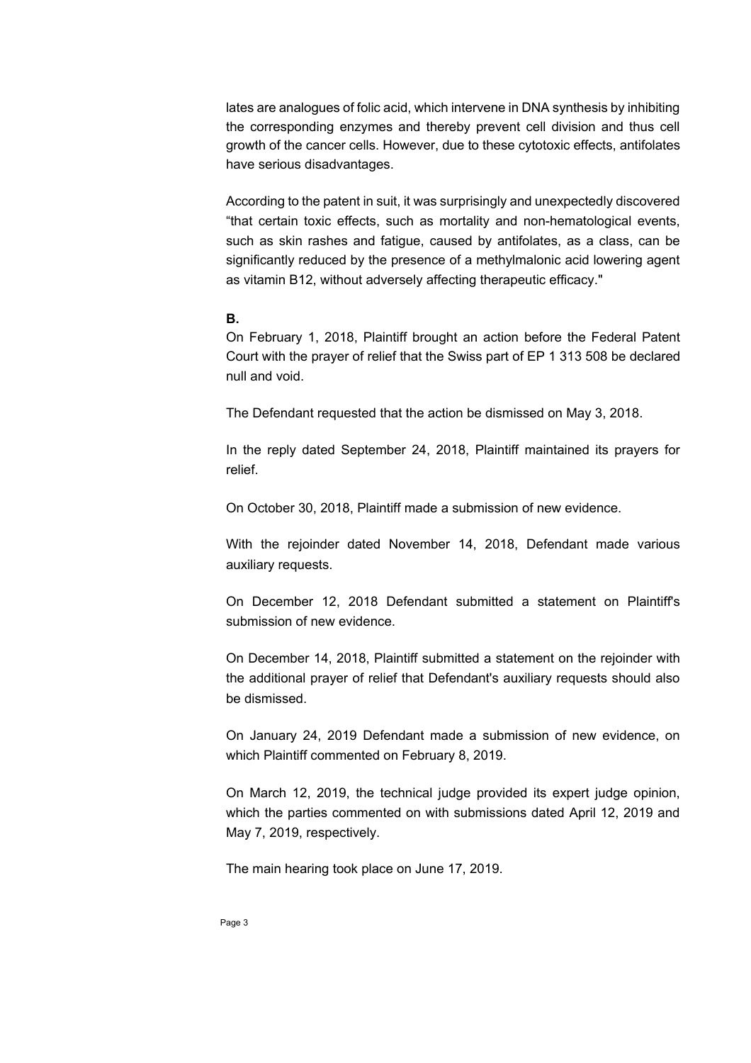lates are analogues of folic acid, which intervene in DNA synthesis by inhibiting the corresponding enzymes and thereby prevent cell division and thus cell growth of the cancer cells. However, due to these cytotoxic effects, antifolates have serious disadvantages.

According to the patent in suit, it was surprisingly and unexpectedly discovered "that certain toxic effects, such as mortality and non-hematological events, such as skin rashes and fatigue, caused by antifolates, as a class, can be significantly reduced by the presence of a methylmalonic acid lowering agent as vitamin B12, without adversely affecting therapeutic efficacy."

**B.**

On February 1, 2018, Plaintiff brought an action before the Federal Patent Court with the prayer of relief that the Swiss part of EP 1 313 508 be declared null and void.

The Defendant requested that the action be dismissed on May 3, 2018.

In the reply dated September 24, 2018, Plaintiff maintained its prayers for relief.

On October 30, 2018, Plaintiff made a submission of new evidence.

With the rejoinder dated November 14, 2018, Defendant made various auxiliary requests.

On December 12, 2018 Defendant submitted a statement on Plaintiff's submission of new evidence.

On December 14, 2018, Plaintiff submitted a statement on the rejoinder with the additional prayer of relief that Defendant's auxiliary requests should also be dismissed.

On January 24, 2019 Defendant made a submission of new evidence, on which Plaintiff commented on February 8, 2019.

On March 12, 2019, the technical judge provided its expert judge opinion, which the parties commented on with submissions dated April 12, 2019 and May 7, 2019, respectively.

The main hearing took place on June 17, 2019.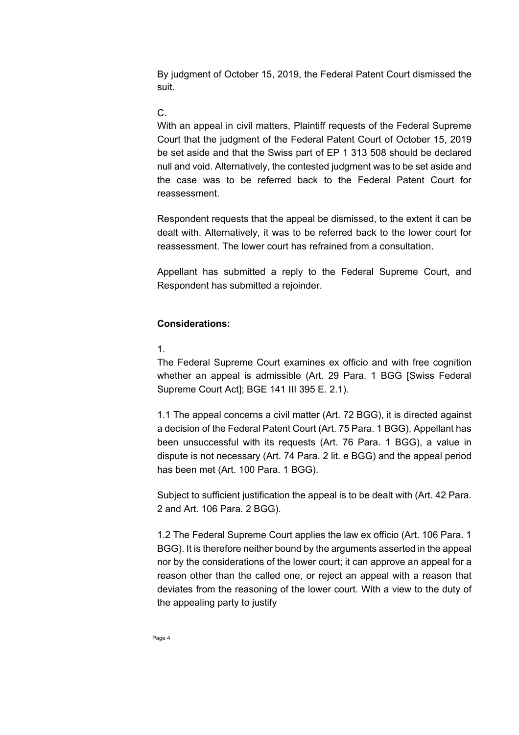By judgment of October 15, 2019, the Federal Patent Court dismissed the suit.

C.

With an appeal in civil matters, Plaintiff requests of the Federal Supreme Court that the judgment of the Federal Patent Court of October 15, 2019 be set aside and that the Swiss part of EP 1 313 508 should be declared null and void. Alternatively, the contested judgment was to be set aside and the case was to be referred back to the Federal Patent Court for reassessment.

Respondent requests that the appeal be dismissed, to the extent it can be dealt with. Alternatively, it was to be referred back to the lower court for reassessment. The lower court has refrained from a consultation.

Appellant has submitted a reply to the Federal Supreme Court, and Respondent has submitted a rejoinder.

**Considerations:**

1.

The Federal Supreme Court examines ex officio and with free cognition whether an appeal is admissible (Art. 29 Para. 1 BGG [Swiss Federal Supreme Court Act]; BGE 141 III 395 E. 2.1).

1.1 The appeal concerns a civil matter (Art. 72 BGG), it is directed against a decision of the Federal Patent Court (Art. 75 Para. 1 BGG), Appellant has been unsuccessful with its requests (Art. 76 Para. 1 BGG), a value in dispute is not necessary (Art. 74 Para. 2 lit. e BGG) and the appeal period has been met (Art. 100 Para. 1 BGG).

Subject to sufficient justification the appeal is to be dealt with (Art. 42 Para. 2 and Art. 106 Para. 2 BGG).

1.2 The Federal Supreme Court applies the law ex officio (Art. 106 Para. 1 BGG). It is therefore neither bound by the arguments asserted in the appeal nor by the considerations of the lower court; it can approve an appeal for a reason other than the called one, or reject an appeal with a reason that deviates from the reasoning of the lower court. With a view to the duty of the appealing party to justify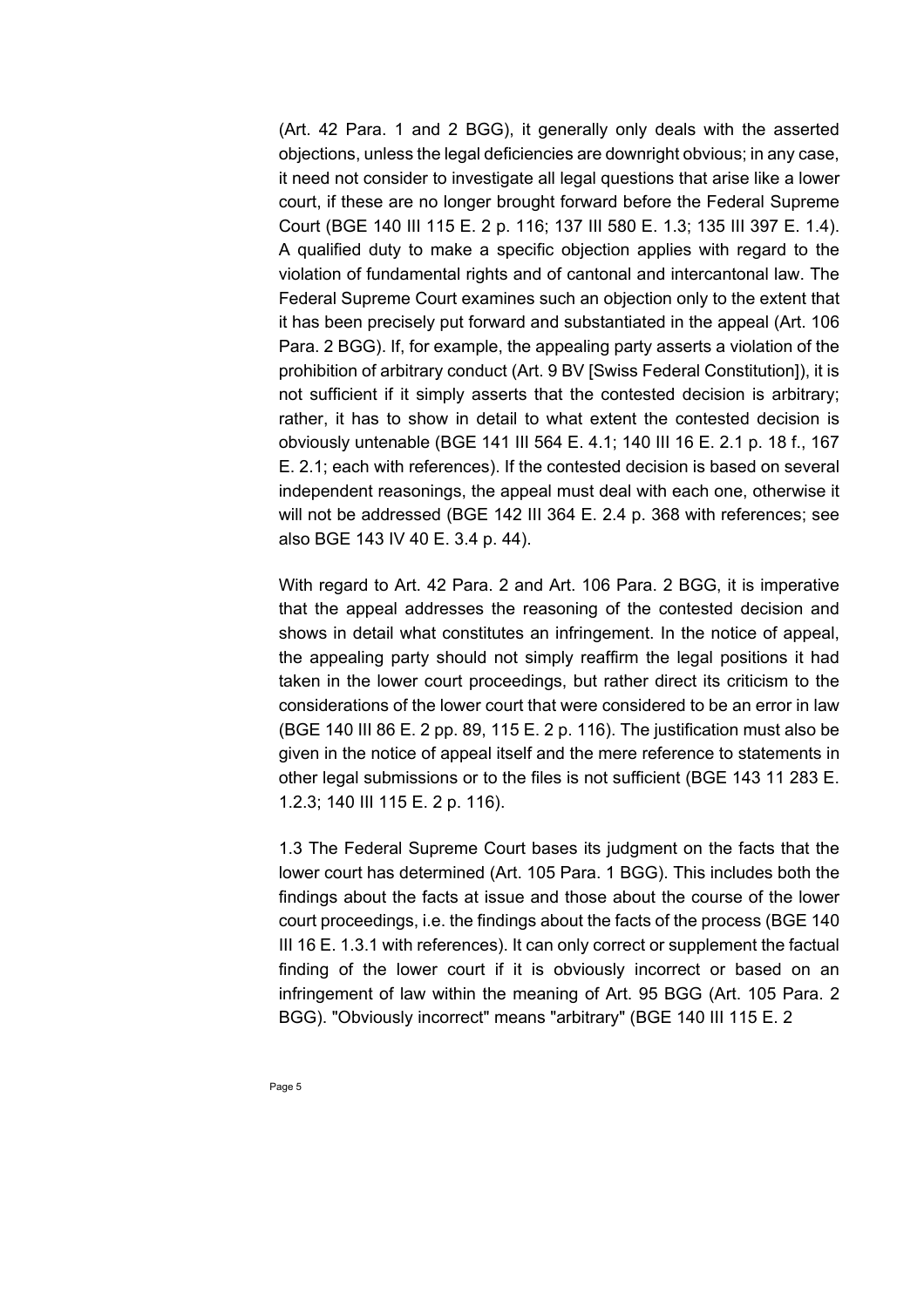(Art. 42 Para. 1 and 2 BGG), it generally only deals with the asserted objections, unless the legal deficiencies are downright obvious; in any case, it need not consider to investigate all legal questions that arise like a lower court, if these are no longer brought forward before the Federal Supreme Court (BGE 140 III 115 E. 2 p. 116; 137 III 580 E. 1.3; 135 III 397 E. 1.4). A qualified duty to make a specific objection applies with regard to the violation of fundamental rights and of cantonal and intercantonal law. The Federal Supreme Court examines such an objection only to the extent that it has been precisely put forward and substantiated in the appeal (Art. 106 Para. 2 BGG). If, for example, the appealing party asserts a violation of the prohibition of arbitrary conduct (Art. 9 BV [Swiss Federal Constitution]), it is not sufficient if it simply asserts that the contested decision is arbitrary; rather, it has to show in detail to what extent the contested decision is obviously untenable (BGE 141 III 564 E. 4.1; 140 III 16 E. 2.1 p. 18 f., 167 E. 2.1; each with references). If the contested decision is based on several independent reasonings, the appeal must deal with each one, otherwise it will not be addressed (BGE 142 III 364 E. 2.4 p. 368 with references; see also BGE 143 IV 40 E. 3.4 p. 44).

With regard to Art. 42 Para. 2 and Art. 106 Para. 2 BGG, it is imperative that the appeal addresses the reasoning of the contested decision and shows in detail what constitutes an infringement. In the notice of appeal, the appealing party should not simply reaffirm the legal positions it had taken in the lower court proceedings, but rather direct its criticism to the considerations of the lower court that were considered to be an error in law (BGE 140 III 86 E. 2 pp. 89, 115 E. 2 p. 116). The justification must also be given in the notice of appeal itself and the mere reference to statements in other legal submissions or to the files is not sufficient (BGE 143 11 283 E. 1.2.3; 140 III 115 E. 2 p. 116).

1.3 The Federal Supreme Court bases its judgment on the facts that the lower court has determined (Art. 105 Para. 1 BGG). This includes both the findings about the facts at issue and those about the course of the lower court proceedings, i.e. the findings about the facts of the process (BGE 140 III 16 E. 1.3.1 with references). It can only correct or supplement the factual finding of the lower court if it is obviously incorrect or based on an infringement of law within the meaning of Art. 95 BGG (Art. 105 Para. 2 BGG). "Obviously incorrect" means "arbitrary" (BGE 140 III 115 E. 2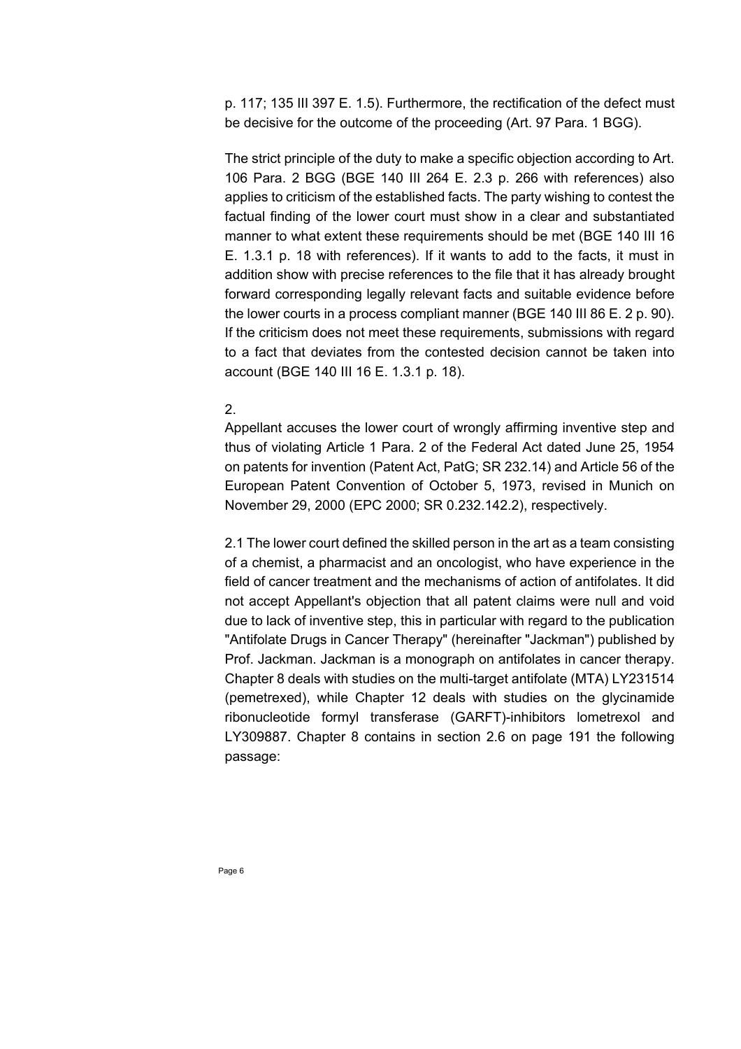p. 117; 135 III 397 E. 1.5). Furthermore, the rectification of the defect must be decisive for the outcome of the proceeding (Art. 97 Para. 1 BGG).

The strict principle of the duty to make a specific objection according to Art. 106 Para. 2 BGG (BGE 140 III 264 E. 2.3 p. 266 with references) also applies to criticism of the established facts. The party wishing to contest the factual finding of the lower court must show in a clear and substantiated manner to what extent these requirements should be met (BGE 140 III 16 E. 1.3.1 p. 18 with references). If it wants to add to the facts, it must in addition show with precise references to the file that it has already brought forward corresponding legally relevant facts and suitable evidence before the lower courts in a process compliant manner (BGE 140 III 86 E. 2 p. 90). If the criticism does not meet these requirements, submissions with regard to a fact that deviates from the contested decision cannot be taken into account (BGE 140 III 16 E. 1.3.1 p. 18).

2.

Appellant accuses the lower court of wrongly affirming inventive step and thus of violating Article 1 Para. 2 of the Federal Act dated June 25, 1954 on patents for invention (Patent Act, PatG; SR 232.14) and Article 56 of the European Patent Convention of October 5, 1973, revised in Munich on November 29, 2000 (EPC 2000; SR 0.232.142.2), respectively.

2.1 The lower court defined the skilled person in the art as a team consisting of a chemist, a pharmacist and an oncologist, who have experience in the field of cancer treatment and the mechanisms of action of antifolates. It did not accept Appellant's objection that all patent claims were null and void due to lack of inventive step, this in particular with regard to the publication "Antifolate Drugs in Cancer Therapy" (hereinafter "Jackman") published by Prof. Jackman. Jackman is a monograph on antifolates in cancer therapy. Chapter 8 deals with studies on the multi-target antifolate (MTA) LY231514 (pemetrexed), while Chapter 12 deals with studies on the glycinamide ribonucleotide formyl transferase (GARFT)-inhibitors lometrexol and LY309887. Chapter 8 contains in section 2.6 on page 191 the following passage: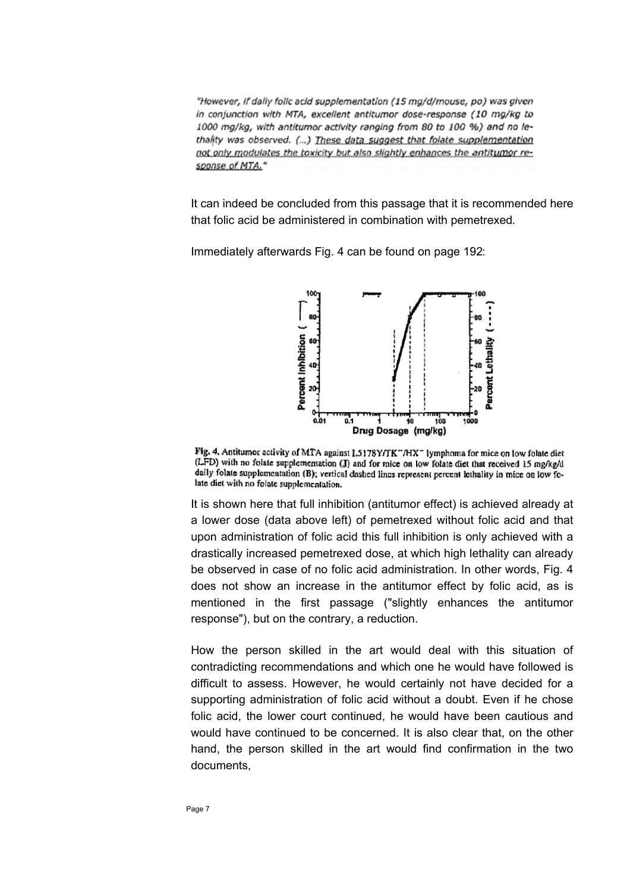*"However, if daily folic acid supplementation (15 mg/d/mouse, po) was given in conjunction with MTA, excellent antitumor dose-response (10 mg/kg to 1000 mg/kg, with antitumor activity ranging from 80 to 100 %) and no lethality was observed. (...) These data suggest that folate supplementation not only modulates the toxicity but also slightly enhances the antitumor response of MTA."*

It can indeed be concluded from this passage that it is recommended here that folic acid be administered in combination with pemetrexed.

Immediately afterwards Fig. 4 can be found on page 192:

Fig. 4. Antitumor activity of MTA against L5178Y/TK⁻/HX⁻ lymphoma for mice on low folate diet (LFD) with no folate supplementation (J) and for mice on low folate diet that received 15 mg/kg/d daily folate supplementation (B); vertical dashed lines represent percent lethality in mice on low folate diet with no folate supplementation.

It is shown here that full inhibition (antitumor effect) is achieved already at a lower dose (data above left) of pemetrexed without folic acid and that upon administration of folic acid this full inhibition is only achieved with a drastically increased pemetrexed dose, at which high lethality can already be observed in case of no folic acid administration. In other words, Fig. 4 does not show an increase in the antitumor effect by folic acid, as is mentioned in the first passage ("slightly enhances the antitumor response"), but on the contrary, a reduction.

How the person skilled in the art would deal with this situation of contradicting recommendations and which one he would have followed is difficult to assess. However, he would certainly not have decided for a supporting administration of folic acid without a doubt. Even if he chose folic acid, the lower court continued, he would have been cautious and would have continued to be concerned. It is also clear that, on the other hand, the person skilled in the art would find confirmation in the two documents,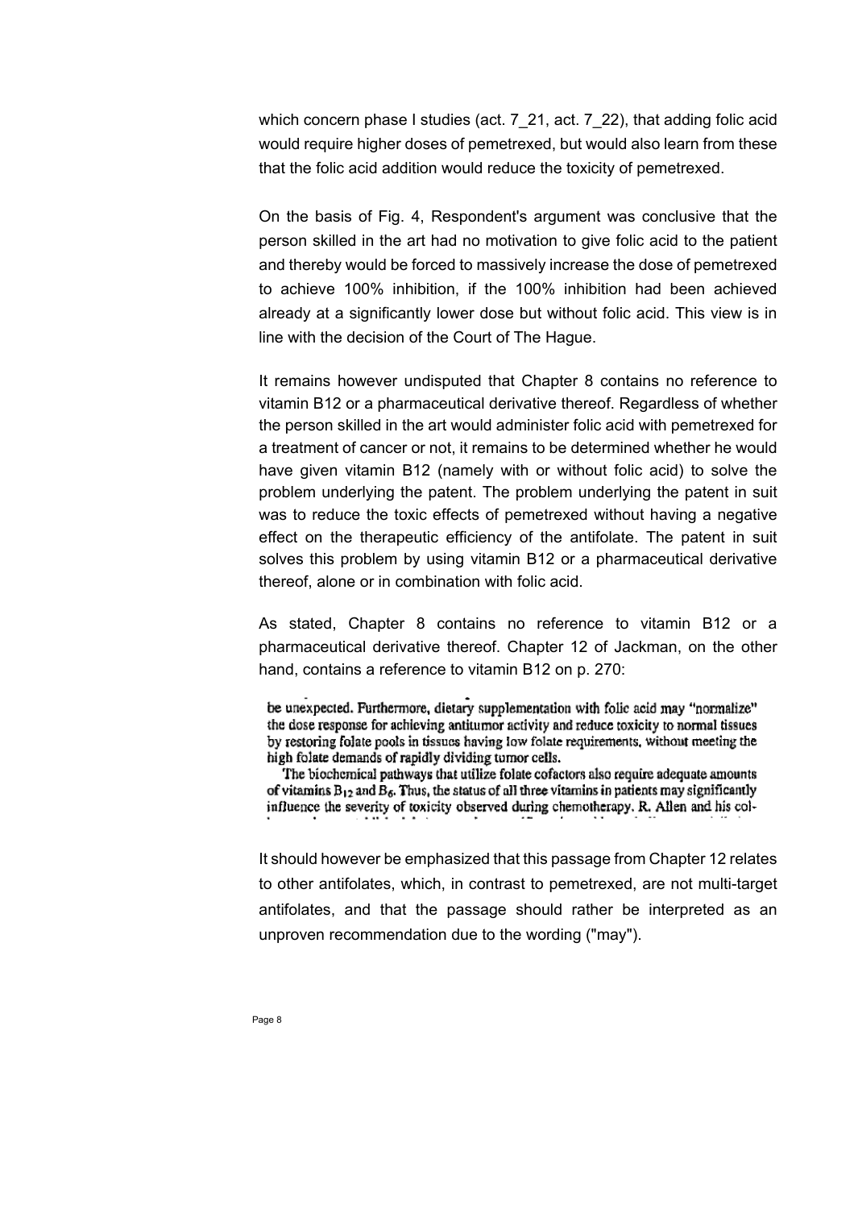which concern phase I studies (act. 7_21, act. 7_22), that adding folic acid would require higher doses of pemetrexed, but would also learn from these that the folic acid addition would reduce the toxicity of pemetrexed.

On the basis of Fig. 4, Respondent's argument was conclusive that the person skilled in the art had no motivation to give folic acid to the patient and thereby would be forced to massively increase the dose of pemetrexed to achieve 100% inhibition, if the 100% inhibition had been achieved already at a significantly lower dose but without folic acid. This view is in line with the decision of the Court of The Hague.

It remains however undisputed that Chapter 8 contains no reference to vitamin B12 or a pharmaceutical derivative thereof. Regardless of whether the person skilled in the art would administer folic acid with pemetrexed for a treatment of cancer or not, it remains to be determined whether he would have given vitamin B12 (namely with or without folic acid) to solve the problem underlying the patent. The problem underlying the patent in suit was to reduce the toxic effects of pemetrexed without having a negative effect on the therapeutic efficiency of the antifolate. The patent in suit solves this problem by using vitamin B12 or a pharmaceutical derivative thereof, alone or in combination with folic acid.

As stated, Chapter 8 contains no reference to vitamin B12 or a pharmaceutical derivative thereof. Chapter 12 of Jackman, on the other hand, contains a reference to vitamin B12 on p. 270:

> be unexpected. Furthermore, dietary supplementation with folic acid may "normalize" the dose response for achieving antitumor activity and reduce toxicity to normal tissues by restoring folate pools in tissues having low folate requirements, without meeting the high folate demands of rapidly dividing tumor cells.
>
> The biochemical pathways that utilize folate cofactors also require adequate amounts of vitamins $B_{12}$ and $B_6$. Thus, the status of all three vitamins in patients may significantly influence the severity of toxicity observed during chemotherapy. R. Allen and his col-

It should however be emphasized that this passage from Chapter 12 relates to other antifolates, which, in contrast to pemetrexed, are not multi-target antifolates, and that the passage should rather be interpreted as an unproven recommendation due to the wording ("may").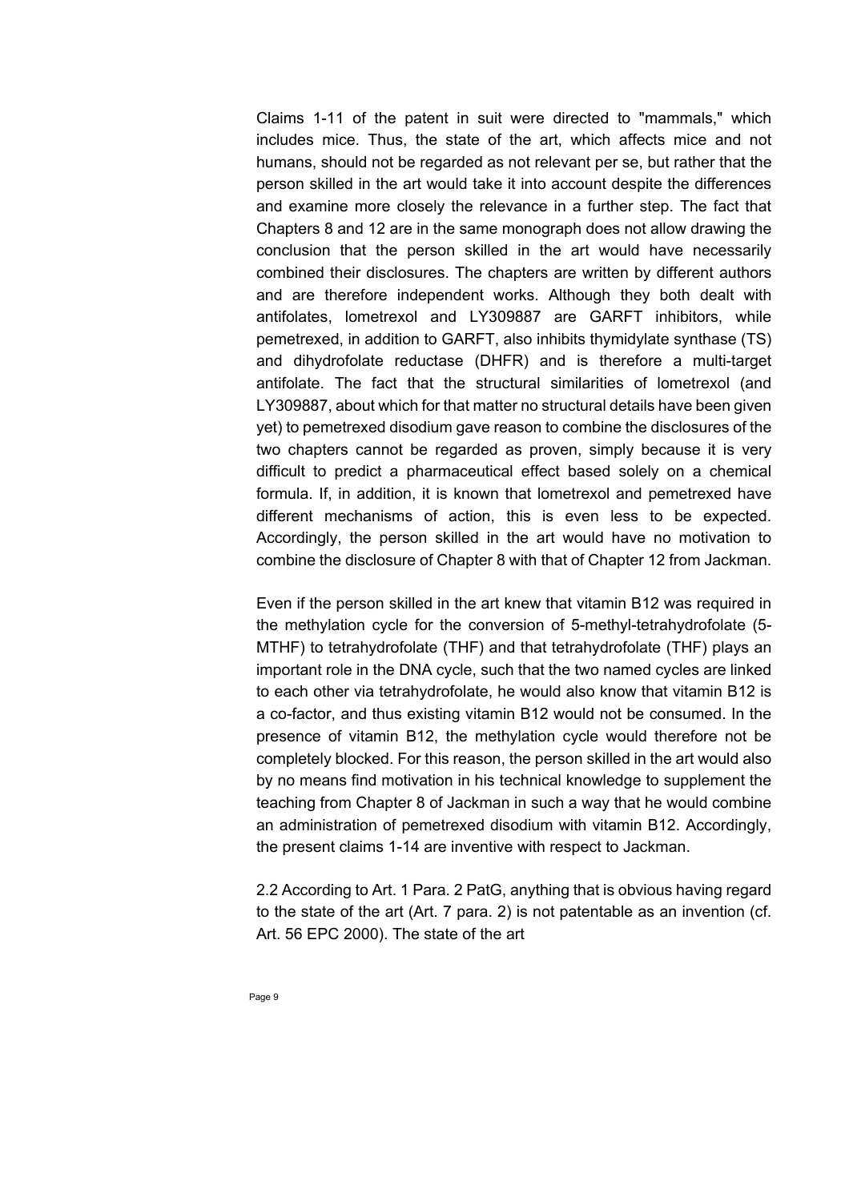Claims 1-11 of the patent in suit were directed to "mammals," which includes mice. Thus, the state of the art, which affects mice and not humans, should not be regarded as not relevant per se, but rather that the person skilled in the art would take it into account despite the differences and examine more closely the relevance in a further step. The fact that Chapters 8 and 12 are in the same monograph does not allow drawing the conclusion that the person skilled in the art would have necessarily combined their disclosures. The chapters are written by different authors and are therefore independent works. Although they both dealt with antifolates, lometrexol and LY309887 are GARFT inhibitors, while pemetrexed, in addition to GARFT, also inhibits thymidylate synthase (TS) and dihydrofolate reductase (DHFR) and is therefore a multi-target antifolate. The fact that the structural similarities of lometrexol (and LY309887, about which for that matter no structural details have been given yet) to pemetrexed disodium gave reason to combine the disclosures of the two chapters cannot be regarded as proven, simply because it is very difficult to predict a pharmaceutical effect based solely on a chemical formula. If, in addition, it is known that lometrexol and pemetrexed have different mechanisms of action, this is even less to be expected. Accordingly, the person skilled in the art would have no motivation to combine the disclosure of Chapter 8 with that of Chapter 12 from Jackman.

Even if the person skilled in the art knew that vitamin B12 was required in the methylation cycle for the conversion of 5-methyl-tetrahydrofolate (5-MTHF) to tetrahydrofolate (THF) and that tetrahydrofolate (THF) plays an important role in the DNA cycle, such that the two named cycles are linked to each other via tetrahydrofolate, he would also know that vitamin B12 is a co-factor, and thus existing vitamin B12 would not be consumed. In the presence of vitamin B12, the methylation cycle would therefore not be completely blocked. For this reason, the person skilled in the art would also by no means find motivation in his technical knowledge to supplement the teaching from Chapter 8 of Jackman in such a way that he would combine an administration of pemetrexed disodium with vitamin B12. Accordingly, the present claims 1-14 are inventive with respect to Jackman.

2.2 According to Art. 1 Para. 2 PatG, anything that is obvious having regard to the state of the art (Art. 7 para. 2) is not patentable as an invention (cf. Art. 56 EPC 2000). The state of the art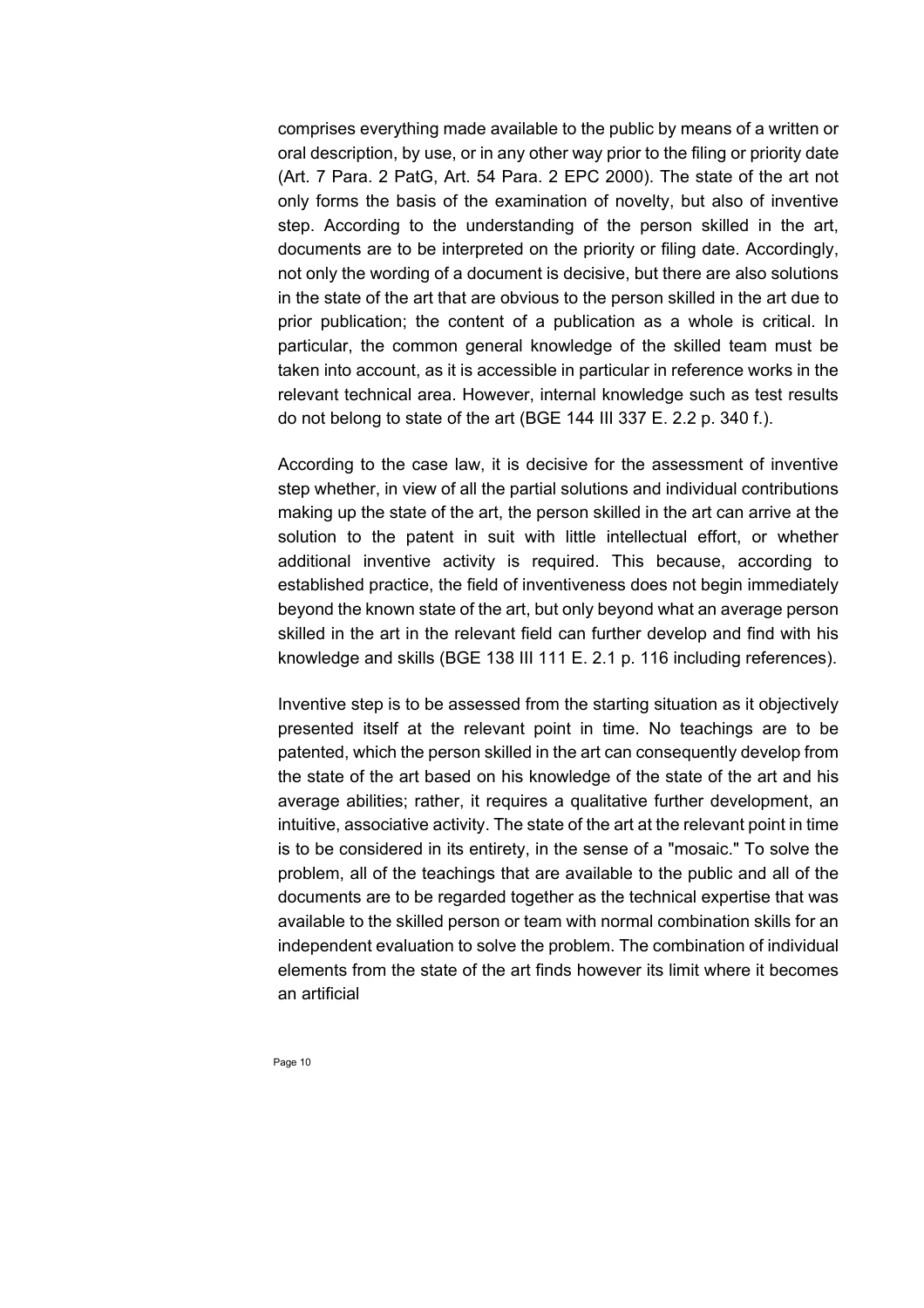comprises everything made available to the public by means of a written or oral description, by use, or in any other way prior to the filing or priority date (Art. 7 Para. 2 PatG, Art. 54 Para. 2 EPC 2000). The state of the art not only forms the basis of the examination of novelty, but also of inventive step. According to the understanding of the person skilled in the art, documents are to be interpreted on the priority or filing date. Accordingly, not only the wording of a document is decisive, but there are also solutions in the state of the art that are obvious to the person skilled in the art due to prior publication; the content of a publication as a whole is critical. In particular, the common general knowledge of the skilled team must be taken into account, as it is accessible in particular in reference works in the relevant technical area. However, internal knowledge such as test results do not belong to state of the art (BGE 144 III 337 E. 2.2 p. 340 f.).

According to the case law, it is decisive for the assessment of inventive step whether, in view of all the partial solutions and individual contributions making up the state of the art, the person skilled in the art can arrive at the solution to the patent in suit with little intellectual effort, or whether additional inventive activity is required. This because, according to established practice, the field of inventiveness does not begin immediately beyond the known state of the art, but only beyond what an average person skilled in the art in the relevant field can further develop and find with his knowledge and skills (BGE 138 III 111 E. 2.1 p. 116 including references).

Inventive step is to be assessed from the starting situation as it objectively presented itself at the relevant point in time. No teachings are to be patented, which the person skilled in the art can consequently develop from the state of the art based on his knowledge of the state of the art and his average abilities; rather, it requires a qualitative further development, an intuitive, associative activity. The state of the art at the relevant point in time is to be considered in its entirety, in the sense of a "mosaic." To solve the problem, all of the teachings that are available to the public and all of the documents are to be regarded together as the technical expertise that was available to the skilled person or team with normal combination skills for an independent evaluation to solve the problem. The combination of individual elements from the state of the art finds however its limit where it becomes an artificial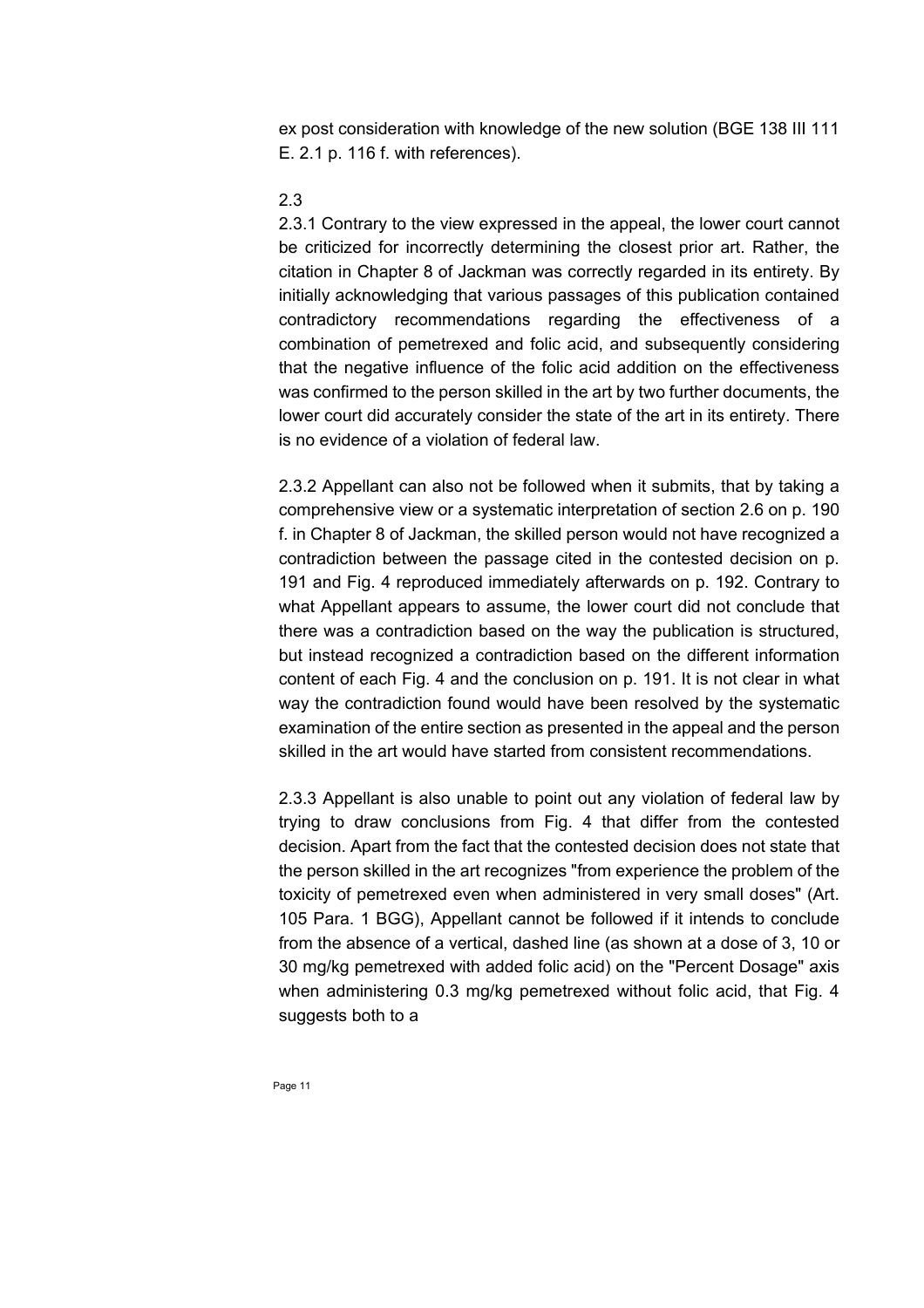ex post consideration with knowledge of the new solution (BGE 138 III 111 E. 2.1 p. 116 f. with references).

2.3

2.3.1 Contrary to the view expressed in the appeal, the lower court cannot be criticized for incorrectly determining the closest prior art. Rather, the citation in Chapter 8 of Jackman was correctly regarded in its entirety. By initially acknowledging that various passages of this publication contained contradictory recommendations regarding the effectiveness of a combination of pemetrexed and folic acid, and subsequently considering that the negative influence of the folic acid addition on the effectiveness was confirmed to the person skilled in the art by two further documents, the lower court did accurately consider the state of the art in its entirety. There is no evidence of a violation of federal law.

2.3.2 Appellant can also not be followed when it submits, that by taking a comprehensive view or a systematic interpretation of section 2.6 on p. 190 f. in Chapter 8 of Jackman, the skilled person would not have recognized a contradiction between the passage cited in the contested decision on p. 191 and Fig. 4 reproduced immediately afterwards on p. 192. Contrary to what Appellant appears to assume, the lower court did not conclude that there was a contradiction based on the way the publication is structured, but instead recognized a contradiction based on the different information content of each Fig. 4 and the conclusion on p. 191. It is not clear in what way the contradiction found would have been resolved by the systematic examination of the entire section as presented in the appeal and the person skilled in the art would have started from consistent recommendations.

2.3.3 Appellant is also unable to point out any violation of federal law by trying to draw conclusions from Fig. 4 that differ from the contested decision. Apart from the fact that the contested decision does not state that the person skilled in the art recognizes "from experience the problem of the toxicity of pemetrexed even when administered in very small doses" (Art. 105 Para. 1 BGG), Appellant cannot be followed if it intends to conclude from the absence of a vertical, dashed line (as shown at a dose of 3, 10 or 30 mg/kg pemetrexed with added folic acid) on the "Percent Dosage" axis when administering 0.3 mg/kg pemetrexed without folic acid, that Fig. 4 suggests both to a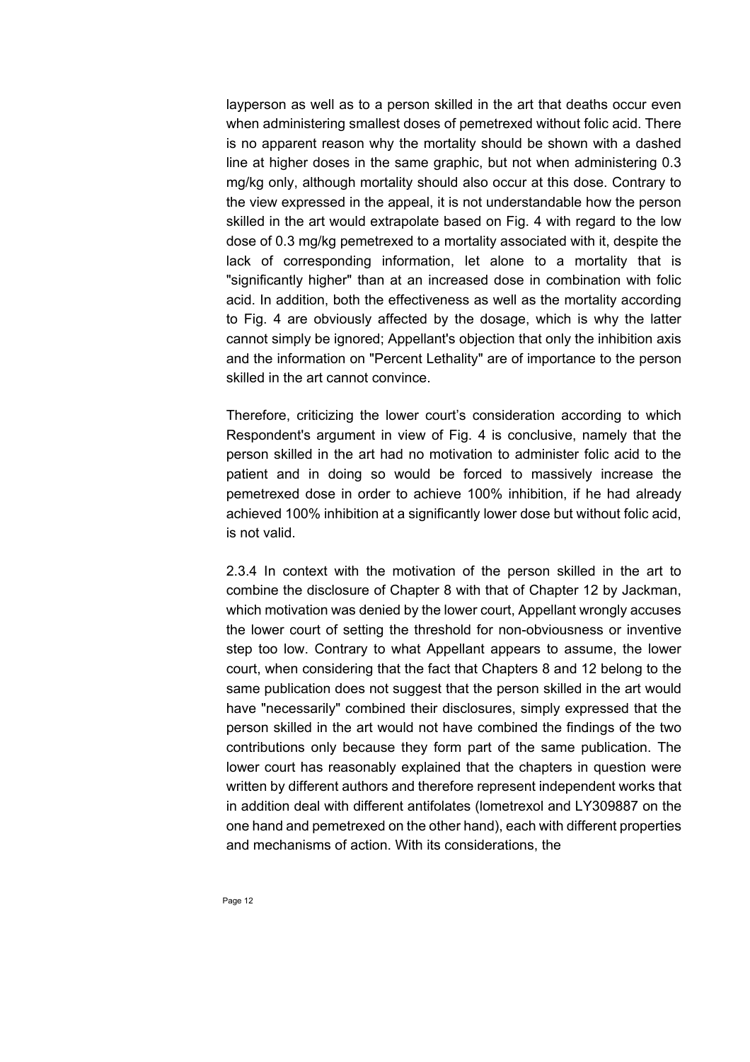layperson as well as to a person skilled in the art that deaths occur even when administering smallest doses of pemetrexed without folic acid. There is no apparent reason why the mortality should be shown with a dashed line at higher doses in the same graphic, but not when administering 0.3 mg/kg only, although mortality should also occur at this dose. Contrary to the view expressed in the appeal, it is not understandable how the person skilled in the art would extrapolate based on Fig. 4 with regard to the low dose of 0.3 mg/kg pemetrexed to a mortality associated with it, despite the lack of corresponding information, let alone to a mortality that is "significantly higher" than at an increased dose in combination with folic acid. In addition, both the effectiveness as well as the mortality according to Fig. 4 are obviously affected by the dosage, which is why the latter cannot simply be ignored; Appellant's objection that only the inhibition axis and the information on "Percent Lethality" are of importance to the person skilled in the art cannot convince.

Therefore, criticizing the lower court's consideration according to which Respondent's argument in view of Fig. 4 is conclusive, namely that the person skilled in the art had no motivation to administer folic acid to the patient and in doing so would be forced to massively increase the pemetrexed dose in order to achieve 100% inhibition, if he had already achieved 100% inhibition at a significantly lower dose but without folic acid, is not valid.

2.3.4 In context with the motivation of the person skilled in the art to combine the disclosure of Chapter 8 with that of Chapter 12 by Jackman, which motivation was denied by the lower court, Appellant wrongly accuses the lower court of setting the threshold for non-obviousness or inventive step too low. Contrary to what Appellant appears to assume, the lower court, when considering that the fact that Chapters 8 and 12 belong to the same publication does not suggest that the person skilled in the art would have "necessarily" combined their disclosures, simply expressed that the person skilled in the art would not have combined the findings of the two contributions only because they form part of the same publication. The lower court has reasonably explained that the chapters in question were written by different authors and therefore represent independent works that in addition deal with different antifolates (lometrexol and LY309887 on the one hand and pemetrexed on the other hand), each with different properties and mechanisms of action. With its considerations, the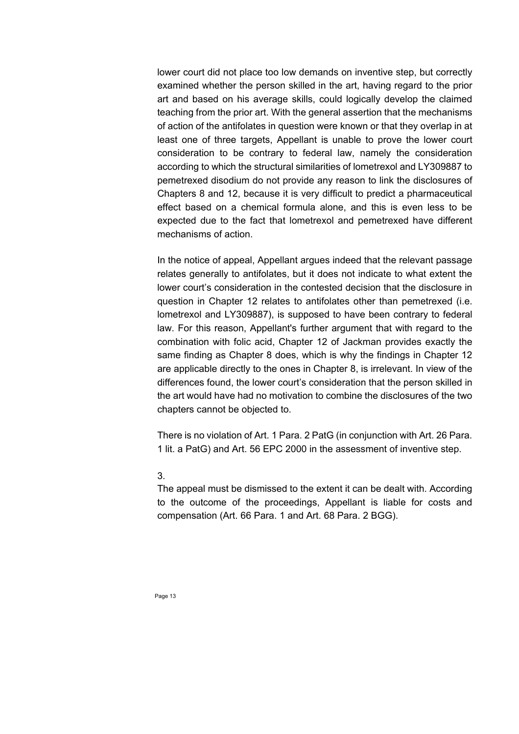lower court did not place too low demands on inventive step, but correctly examined whether the person skilled in the art, having regard to the prior art and based on his average skills, could logically develop the claimed teaching from the prior art. With the general assertion that the mechanisms of action of the antifolates in question were known or that they overlap in at least one of three targets, Appellant is unable to prove the lower court consideration to be contrary to federal law, namely the consideration according to which the structural similarities of lometrexol and LY309887 to pemetrexed disodium do not provide any reason to link the disclosures of Chapters 8 and 12, because it is very difficult to predict a pharmaceutical effect based on a chemical formula alone, and this is even less to be expected due to the fact that lometrexol and pemetrexed have different mechanisms of action.

In the notice of appeal, Appellant argues indeed that the relevant passage relates generally to antifolates, but it does not indicate to what extent the lower court's consideration in the contested decision that the disclosure in question in Chapter 12 relates to antifolates other than pemetrexed (i.e. lometrexol and LY309887), is supposed to have been contrary to federal law. For this reason, Appellant's further argument that with regard to the combination with folic acid, Chapter 12 of Jackman provides exactly the same finding as Chapter 8 does, which is why the findings in Chapter 12 are applicable directly to the ones in Chapter 8, is irrelevant. In view of the differences found, the lower court's consideration that the person skilled in the art would have had no motivation to combine the disclosures of the two chapters cannot be objected to.

There is no violation of Art. 1 Para. 2 PatG (in conjunction with Art. 26 Para. 1 lit. a PatG) and Art. 56 EPC 2000 in the assessment of inventive step.

3.
The appeal must be dismissed to the extent it can be dealt with. According to the outcome of the proceedings, Appellant is liable for costs and compensation (Art. 66 Para. 1 and Art. 68 Para. 2 BGG).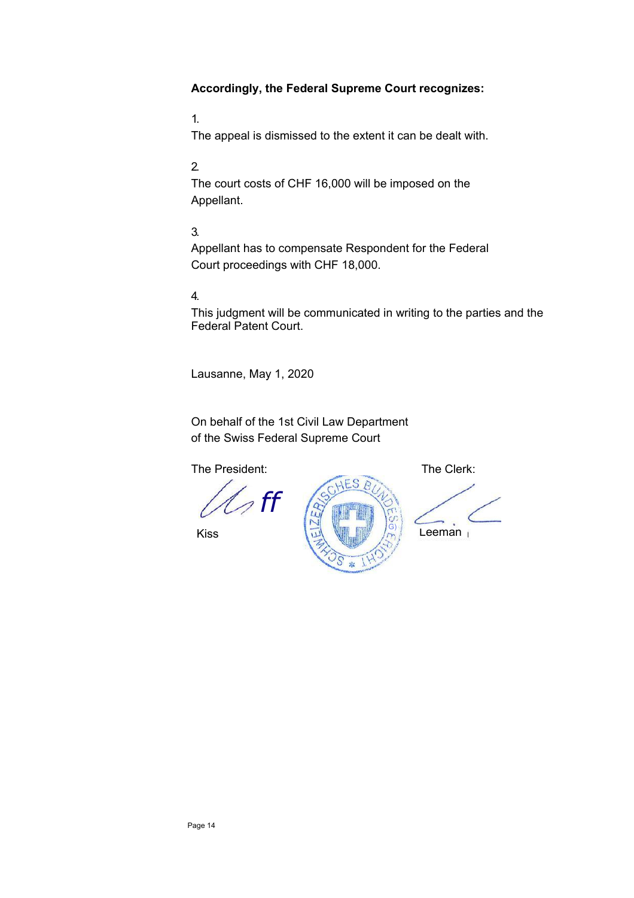**Accordingly, the Federal Supreme Court recognizes:**

1.
The appeal is dismissed to the extent it can be dealt with.

2.
The court costs of CHF 16,000 will be imposed on the Appellant.

3.
Appellant has to compensate Respondent for the Federal Court proceedings with CHF 18,000.

4.
This judgment will be communicated in writing to the parties and the Federal Patent Court.

Lausanne, May 1, 2020

On behalf of the 1st Civil Law Department
of the Swiss Federal Supreme Court

The President: The Clerk:

Kiss Leeman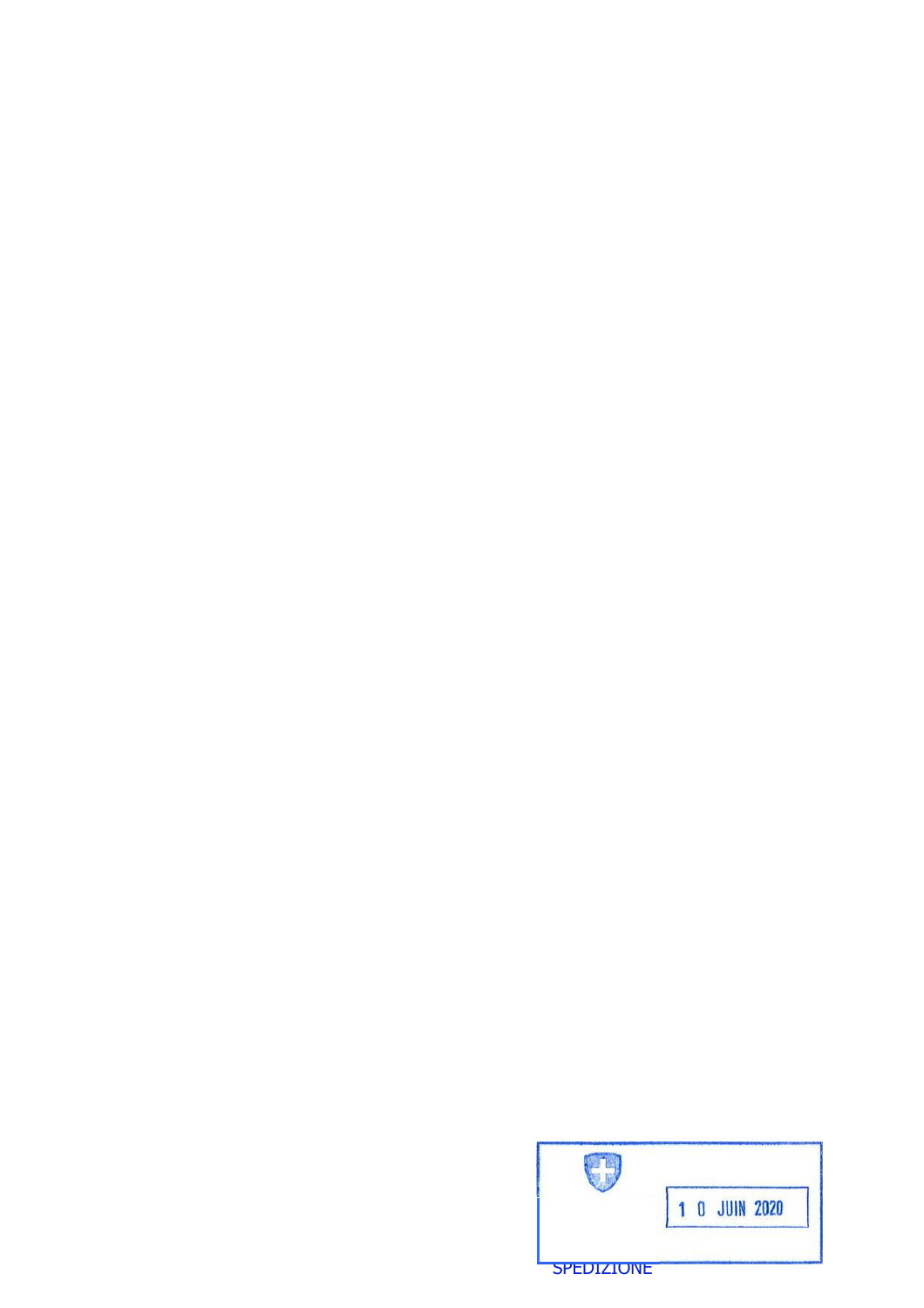1 0 JUIN 2020

SPEDIZIONE